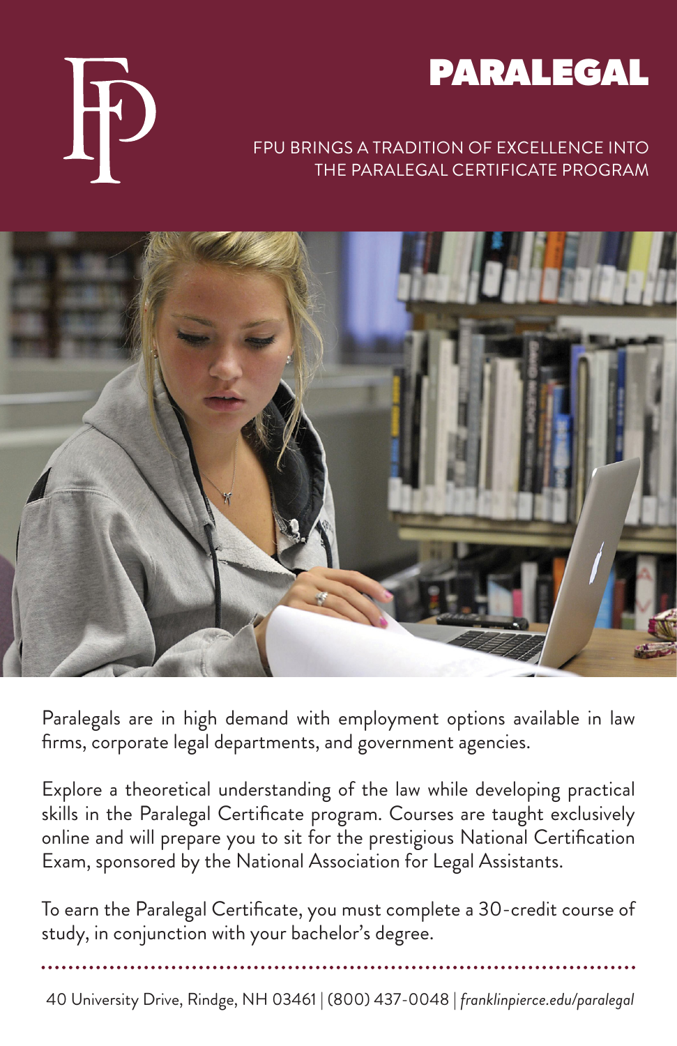# PARALEGAL

FPU BRINGS A TRADITION OF EXCELLENCE INTO THE PARALEGAL CERTIFICATE PROGRAM

Paralegals are in high demand with employment options available in law firms, corporate legal departments, and government agencies.

Explore a theoretical understanding of the law while developing practical skills in the Paralegal Certificate program. Courses are taught exclusively online and will prepare you to sit for the prestigious National Certification Exam, sponsored by the National Association for Legal Assistants.

To earn the Paralegal Certificate, you must complete a 30-credit course of study, in conjunction with your bachelor's degree.

40 University Drive, Rindge, NH 03461 | (800) 437-0048 | *franklinpierce.edu/paralegal*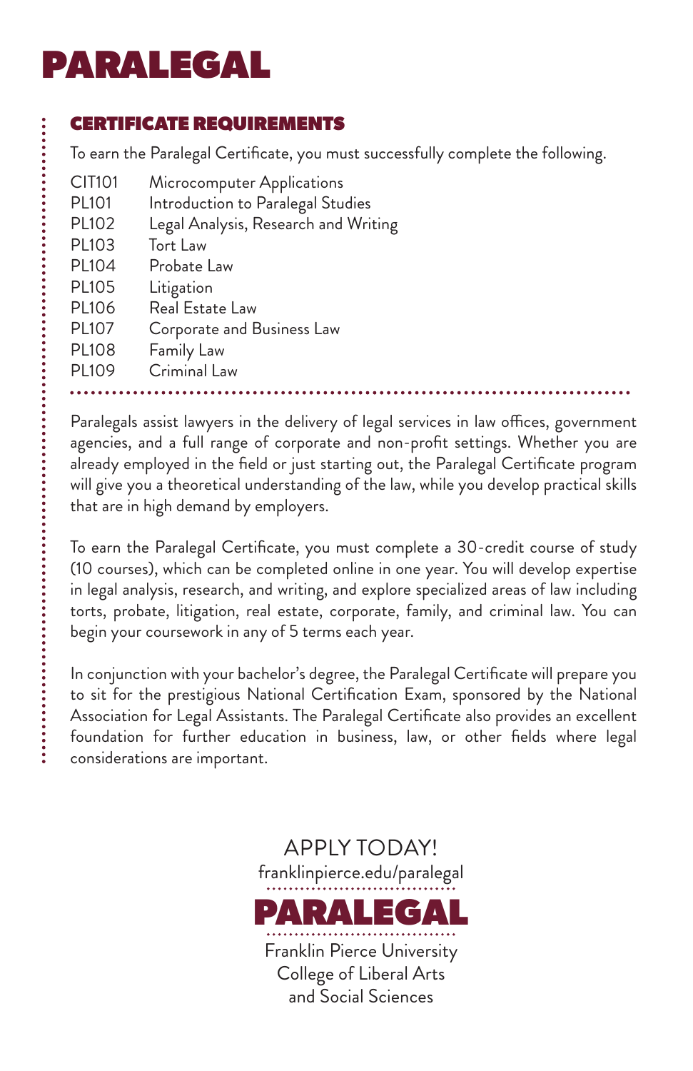# PARALEGAL

## CERTIFICATE REQUIREMENTS

To earn the Paralegal Certificate, you must successfully complete the following.

| | |
|---|---|
| CIT101 | Microcomputer Applications |
| PL101 | Introduction to Paralegal Studies |
| PL102 | Legal Analysis, Research and Writing |
| PL103 | Tort Law |
| PL104 | Probate Law |
| PL105 | Litigation |
| PL106 | Real Estate Law |
| PL107 | Corporate and Business Law |
| PL108 | Family Law |
| PL109 | Criminal Law |

Paralegals assist lawyers in the delivery of legal services in law offices, government agencies, and a full range of corporate and non-profit settings. Whether you are already employed in the field or just starting out, the Paralegal Certificate program will give you a theoretical understanding of the law, while you develop practical skills that are in high demand by employers.

To earn the Paralegal Certificate, you must complete a 30-credit course of study (10 courses), which can be completed online in one year. You will develop expertise in legal analysis, research, and writing, and explore specialized areas of law including torts, probate, litigation, real estate, corporate, family, and criminal law. You can begin your coursework in any of 5 terms each year.

In conjunction with your bachelor's degree, the Paralegal Certificate will prepare you to sit for the prestigious National Certification Exam, sponsored by the National Association for Legal Assistants. The Paralegal Certificate also provides an excellent foundation for further education in business, law, or other fields where legal considerations are important.

APPLY TODAY!

franklinpierce.edu/paralegal

**PARALEGAL**

Franklin Pierce University
College of Liberal Arts
and Social Sciences